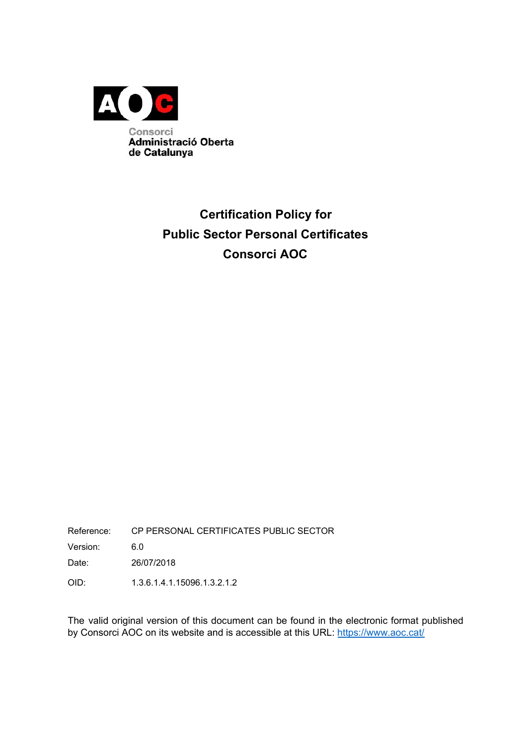Consorci
Administració Oberta
de Catalunya

# Certification Policy for Public Sector Personal Certificates Consorci AOC

| | |
|---|---|
| Reference: | CP PERSONAL CERTIFICATES PUBLIC SECTOR |
| Version: | 6.0 |
| Date: | 26/07/2018 |
| OID: | 1.3.6.1.4.1.15096.1.3.2.1.2 |

The valid original version of this document can be found in the electronic format published by Consorci AOC on its website and is accessible at this URL: [https://www.aoc.cat/](https://www.aoc.cat/)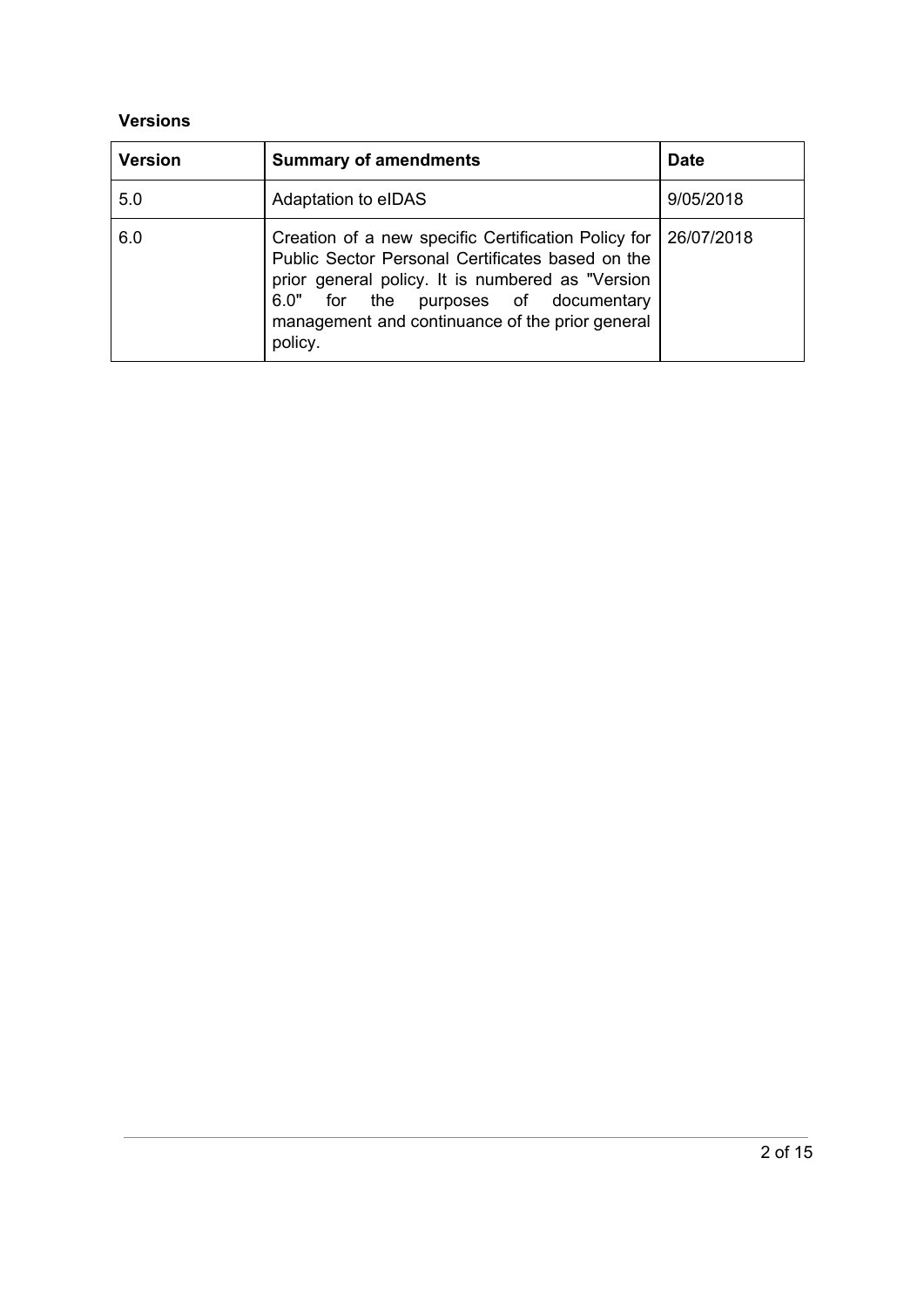**Versions**

| Version | Summary of amendments | Date |
| --- | --- | --- |
| 5.0 | Adaptation to eIDAS | 9/05/2018 |
| 6.0 | Creation of a new specific Certification Policy for Public Sector Personal Certificates based on the prior general policy. It is numbered as "Version 6.0" for the purposes of documentary management and continuance of the prior general policy. | 26/07/2018 |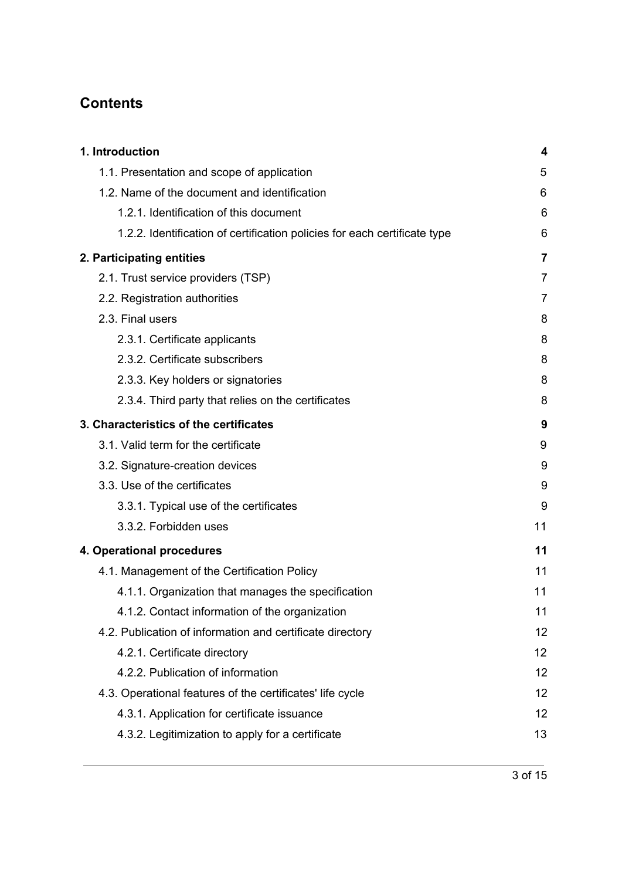## Contents

| | |
|---|---|
| **1. Introduction** | **4** |
| 1.1. Presentation and scope of application | 5 |
| 1.2. Name of the document and identification | 6 |
| 1.2.1. Identification of this document | 6 |
| 1.2.2. Identification of certification policies for each certificate type | 6 |
| **2. Participating entities** | **7** |
| 2.1. Trust service providers (TSP) | 7 |
| 2.2. Registration authorities | 7 |
| 2.3. Final users | 8 |
| 2.3.1. Certificate applicants | 8 |
| 2.3.2. Certificate subscribers | 8 |
| 2.3.3. Key holders or signatories | 8 |
| 2.3.4. Third party that relies on the certificates | 8 |
| **3. Characteristics of the certificates** | **9** |
| 3.1. Valid term for the certificate | 9 |
| 3.2. Signature-creation devices | 9 |
| 3.3. Use of the certificates | 9 |
| 3.3.1. Typical use of the certificates | 9 |
| 3.3.2. Forbidden uses | 11 |
| **4. Operational procedures** | **11** |
| 4.1. Management of the Certification Policy | 11 |
| 4.1.1. Organization that manages the specification | 11 |
| 4.1.2. Contact information of the organization | 11 |
| 4.2. Publication of information and certificate directory | 12 |
| 4.2.1. Certificate directory | 12 |
| 4.2.2. Publication of information | 12 |
| 4.3. Operational features of the certificates' life cycle | 12 |
| 4.3.1. Application for certificate issuance | 12 |
| 4.3.2. Legitimization to apply for a certificate | 13 |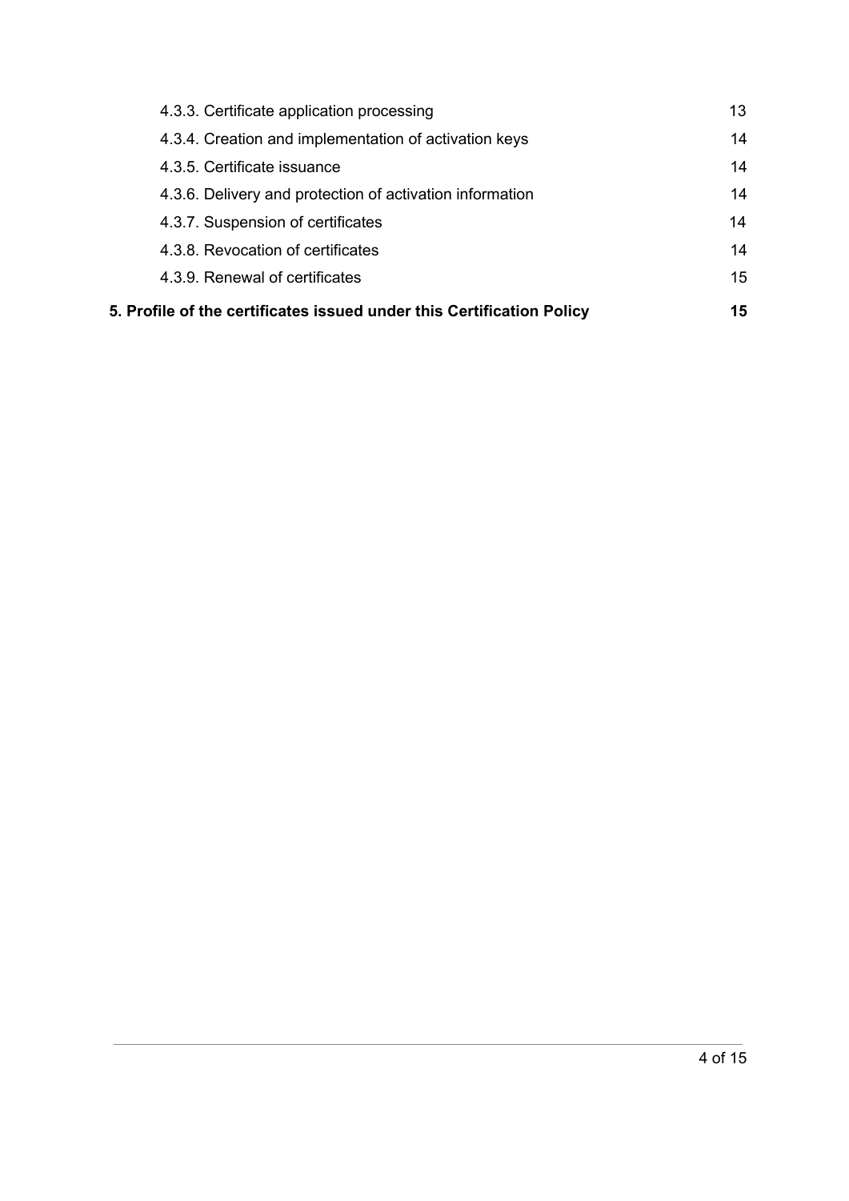- 4.3.3. Certificate application processing 13
- 4.3.4. Creation and implementation of activation keys 14
- 4.3.5. Certificate issuance 14
- 4.3.6. Delivery and protection of activation information 14
- 4.3.7. Suspension of certificates 14
- 4.3.8. Revocation of certificates 14
- 4.3.9. Renewal of certificates 15

**5. Profile of the certificates issued under this Certification Policy 15**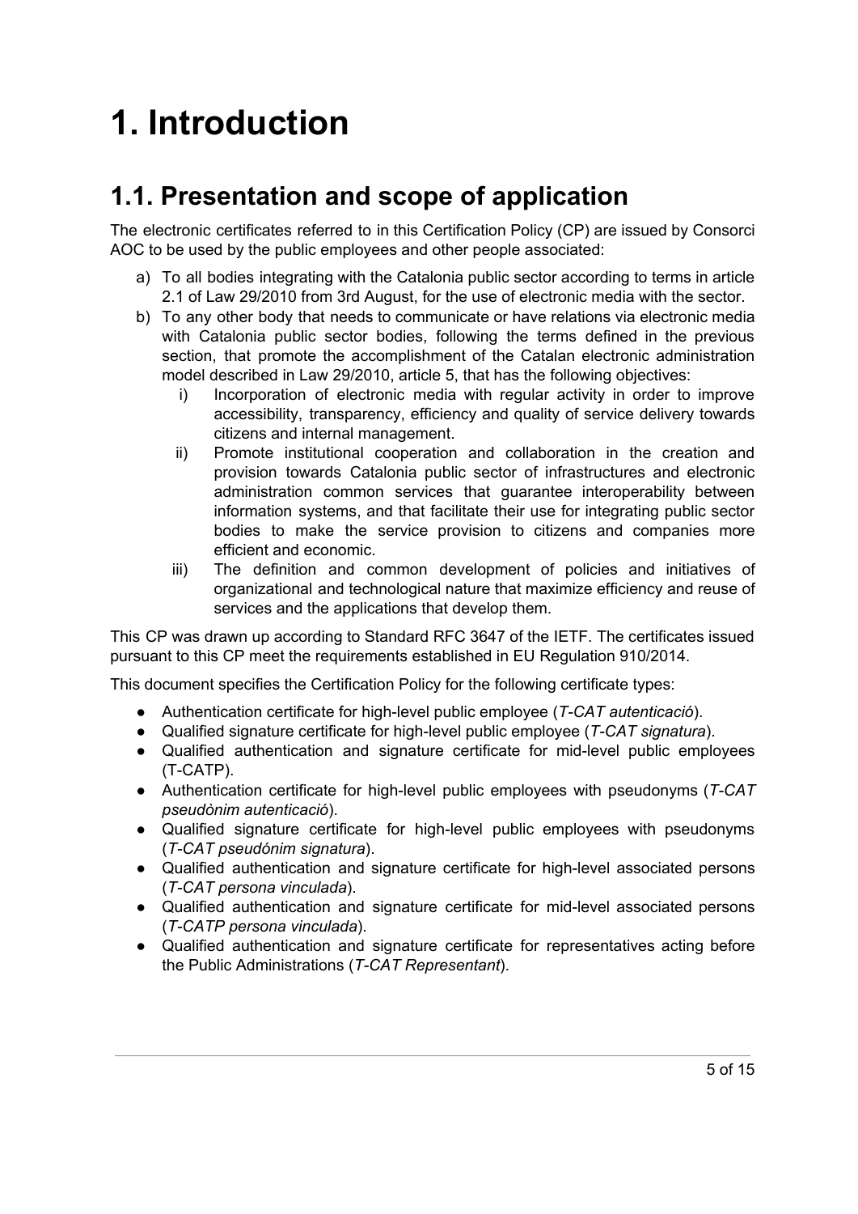# 1. Introduction

## 1.1. Presentation and scope of application

The electronic certificates referred to in this Certification Policy (CP) are issued by Consorci AOC to be used by the public employees and other people associated:

a) To all bodies integrating with the Catalonia public sector according to terms in article 2.1 of Law 29/2010 from 3rd August, for the use of electronic media with the sector.
b) To any other body that needs to communicate or have relations via electronic media with Catalonia public sector bodies, following the terms defined in the previous section, that promote the accomplishment of the Catalan electronic administration model described in Law 29/2010, article 5, that has the following objectives:
    i) Incorporation of electronic media with regular activity in order to improve accessibility, transparency, efficiency and quality of service delivery towards citizens and internal management.
    ii) Promote institutional cooperation and collaboration in the creation and provision towards Catalonia public sector of infrastructures and electronic administration common services that guarantee interoperability between information systems, and that facilitate their use for integrating public sector bodies to make the service provision to citizens and companies more efficient and economic.
    iii) The definition and common development of policies and initiatives of organizational and technological nature that maximize efficiency and reuse of services and the applications that develop them.

This CP was drawn up according to Standard RFC 3647 of the IETF. The certificates issued pursuant to this CP meet the requirements established in EU Regulation 910/2014.

This document specifies the Certification Policy for the following certificate types:

- Authentication certificate for high-level public employee (*T-CAT autenticació*).
- Qualified signature certificate for high-level public employee (*T-CAT signatura*).
- Qualified authentication and signature certificate for mid-level public employees (T-CATP).
- Authentication certificate for high-level public employees with pseudonyms (*T-CAT pseudònim autenticació*).
- Qualified signature certificate for high-level public employees with pseudonyms (*T-CAT pseudónim signatura*).
- Qualified authentication and signature certificate for high-level associated persons (*T-CAT persona vinculada*).
- Qualified authentication and signature certificate for mid-level associated persons (*T-CATP persona vinculada*).
- Qualified authentication and signature certificate for representatives acting before the Public Administrations (*T-CAT Representant*).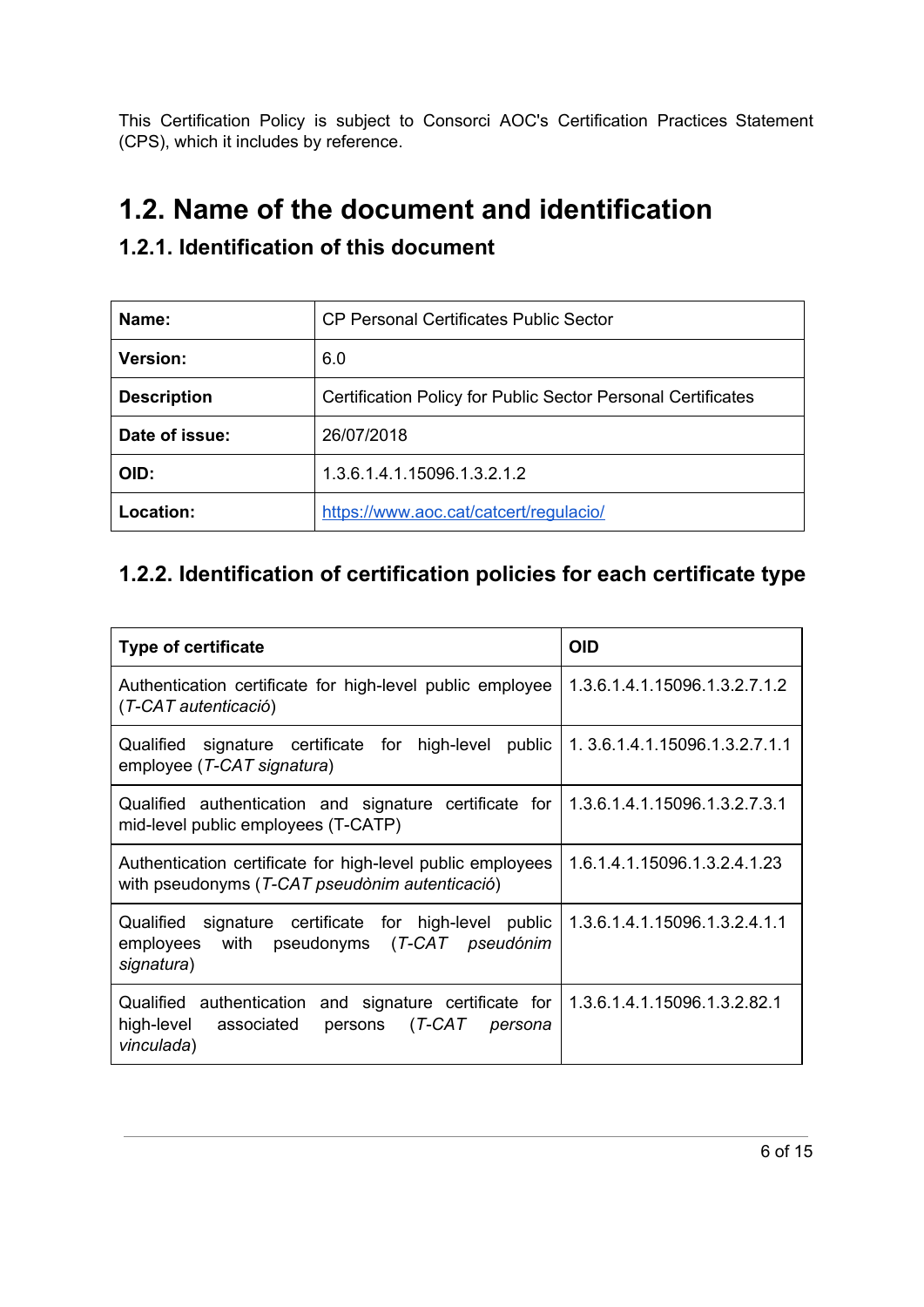This Certification Policy is subject to Consorci AOC's Certification Practices Statement (CPS), which it includes by reference.

# 1.2. Name of the document and identification

## 1.2.1. Identification of this document

| **Name:** | CP Personal Certificates Public Sector |
|---|---|
| **Version:** | 6.0 |
| **Description** | Certification Policy for Public Sector Personal Certificates |
| **Date of issue:** | 26/07/2018 |
| **OID:** | 1.3.6.1.4.1.15096.1.3.2.1.2 |
| **Location:** | https://www.aoc.cat/catcert/regulacio/ |

## 1.2.2. Identification of certification policies for each certificate type

| **Type of certificate** | **OID** |
|---|---|
| Authentication certificate for high-level public employee (*T-CAT autenticació*) | 1.3.6.1.4.1.15096.1.3.2.7.1.2 |
| Qualified signature certificate for high-level public employee (*T-CAT signatura*) | 1. 3.6.1.4.1.15096.1.3.2.7.1.1 |
| Qualified authentication and signature certificate for mid-level public employees (T-CATP) | 1.3.6.1.4.1.15096.1.3.2.7.3.1 |
| Authentication certificate for high-level public employees with pseudonyms (*T-CAT pseudònim autenticació*) | 1.6.1.4.1.15096.1.3.2.4.1.23 |
| Qualified signature certificate for high-level public employees with pseudonyms (*T-CAT pseudónim signatura*) | 1.3.6.1.4.1.15096.1.3.2.4.1.1 |
| Qualified authentication and signature certificate for high-level associated persons (*T-CAT persona vinculada*) | 1.3.6.1.4.1.15096.1.3.2.82.1 |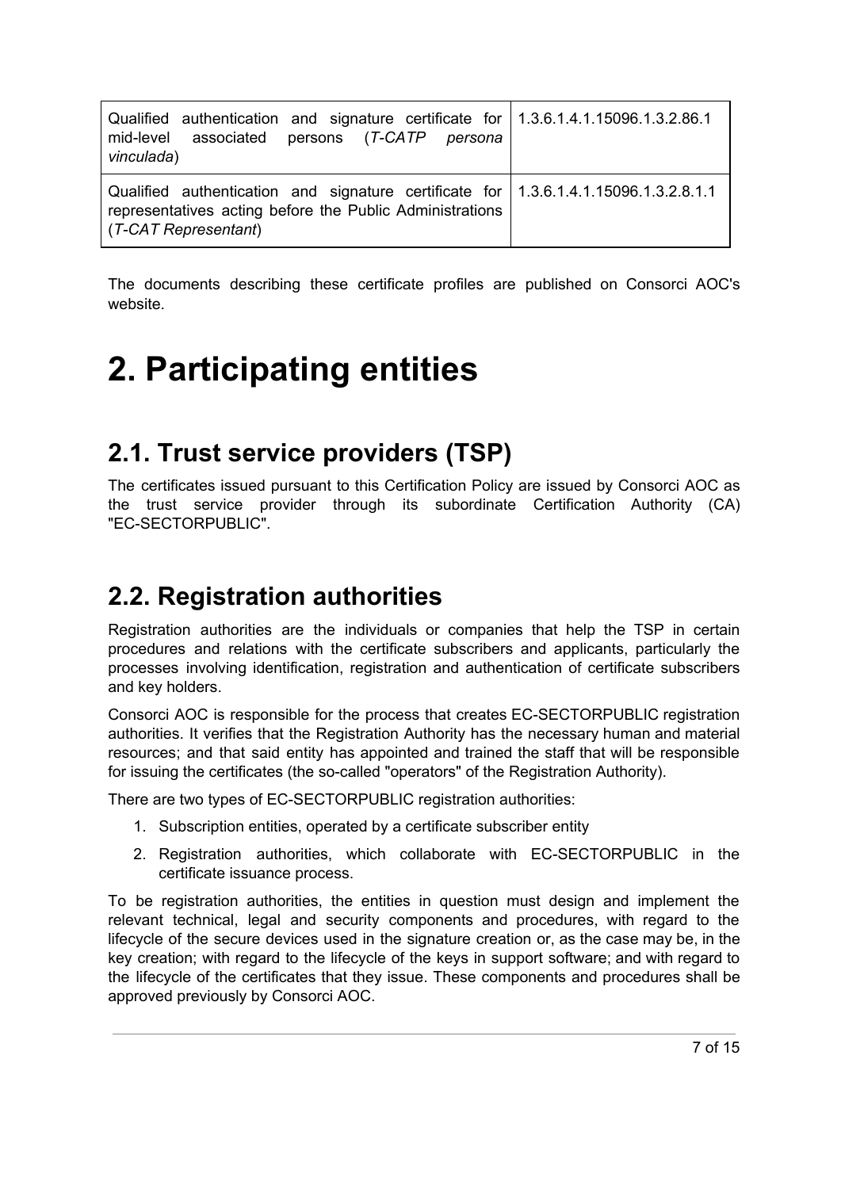| | |
|---|---|
| Qualified authentication and signature certificate for mid-level associated persons (*T-CATP persona vinculada*) | 1.3.6.1.4.1.15096.1.3.2.86.1 |
| Qualified authentication and signature certificate for representatives acting before the Public Administrations (*T-CAT Representant*) | 1.3.6.1.4.1.15096.1.3.2.8.1.1 |

The documents describing these certificate profiles are published on Consorci AOC's website.

# 2. Participating entities

## 2.1. Trust service providers (TSP)

The certificates issued pursuant to this Certification Policy are issued by Consorci AOC as the trust service provider through its subordinate Certification Authority (CA) "EC-SECTORPUBLIC".

## 2.2. Registration authorities

Registration authorities are the individuals or companies that help the TSP in certain procedures and relations with the certificate subscribers and applicants, particularly the processes involving identification, registration and authentication of certificate subscribers and key holders.

Consorci AOC is responsible for the process that creates EC-SECTORPUBLIC registration authorities. It verifies that the Registration Authority has the necessary human and material resources; and that said entity has appointed and trained the staff that will be responsible for issuing the certificates (the so-called "operators" of the Registration Authority).

There are two types of EC-SECTORPUBLIC registration authorities:

1. Subscription entities, operated by a certificate subscriber entity
2. Registration authorities, which collaborate with EC-SECTORPUBLIC in the certificate issuance process.

To be registration authorities, the entities in question must design and implement the relevant technical, legal and security components and procedures, with regard to the lifecycle of the secure devices used in the signature creation or, as the case may be, in the key creation; with regard to the lifecycle of the keys in support software; and with regard to the lifecycle of the certificates that they issue. These components and procedures shall be approved previously by Consorci AOC.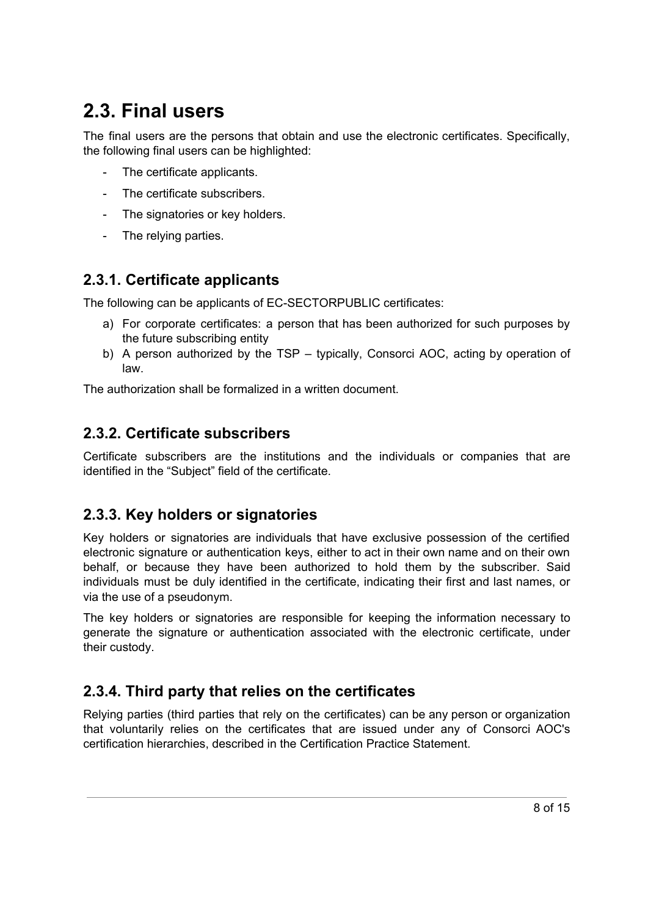## 2.3. Final users

The final users are the persons that obtain and use the electronic certificates. Specifically, the following final users can be highlighted:

- The certificate applicants.
- The certificate subscribers.
- The signatories or key holders.
- The relying parties.

### 2.3.1. Certificate applicants

The following can be applicants of EC-SECTORPUBLIC certificates:

a) For corporate certificates: a person that has been authorized for such purposes by the future subscribing entity
b) A person authorized by the TSP – typically, Consorci AOC, acting by operation of law.

The authorization shall be formalized in a written document.

### 2.3.2. Certificate subscribers

Certificate subscribers are the institutions and the individuals or companies that are identified in the “Subject” field of the certificate.

### 2.3.3. Key holders or signatories

Key holders or signatories are individuals that have exclusive possession of the certified electronic signature or authentication keys, either to act in their own name and on their own behalf, or because they have been authorized to hold them by the subscriber. Said individuals must be duly identified in the certificate, indicating their first and last names, or via the use of a pseudonym.

The key holders or signatories are responsible for keeping the information necessary to generate the signature or authentication associated with the electronic certificate, under their custody.

### 2.3.4. Third party that relies on the certificates

Relying parties (third parties that rely on the certificates) can be any person or organization that voluntarily relies on the certificates that are issued under any of Consorci AOC's certification hierarchies, described in the Certification Practice Statement.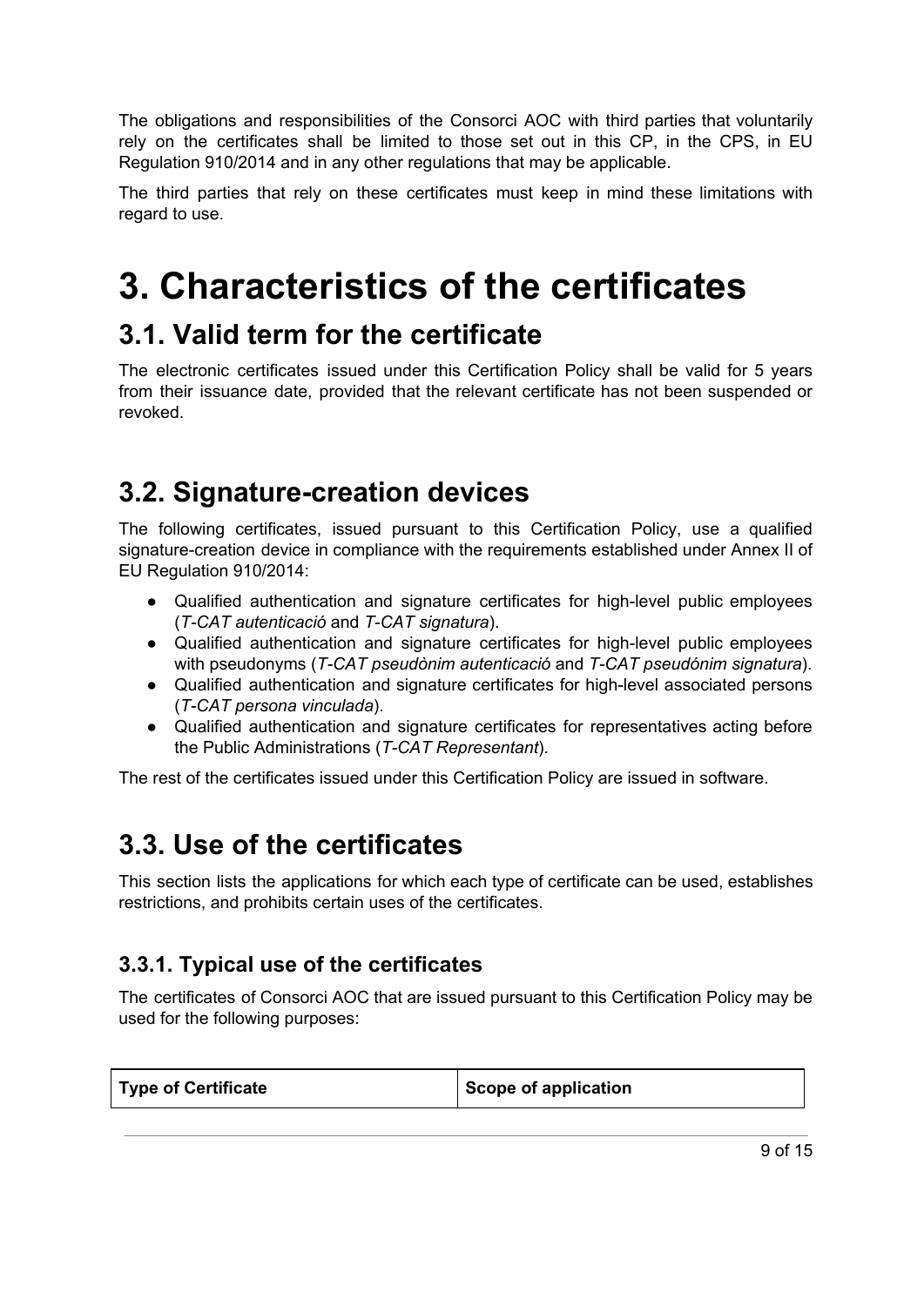The obligations and responsibilities of the Consorci AOC with third parties that voluntarily rely on the certificates shall be limited to those set out in this CP, in the CPS, in EU Regulation 910/2014 and in any other regulations that may be applicable.

The third parties that rely on these certificates must keep in mind these limitations with regard to use.

# 3. Characteristics of the certificates

## 3.1. Valid term for the certificate

The electronic certificates issued under this Certification Policy shall be valid for 5 years from their issuance date, provided that the relevant certificate has not been suspended or revoked.

## 3.2. Signature-creation devices

The following certificates, issued pursuant to this Certification Policy, use a qualified signature-creation device in compliance with the requirements established under Annex II of EU Regulation 910/2014:

- Qualified authentication and signature certificates for high-level public employees (*T-CAT autenticació* and *T-CAT signatura*).
- Qualified authentication and signature certificates for high-level public employees with pseudonyms (*T-CAT pseudònim autenticació* and *T-CAT pseudónim signatura*).
- Qualified authentication and signature certificates for high-level associated persons (*T-CAT persona vinculada*).
- Qualified authentication and signature certificates for representatives acting before the Public Administrations (*T-CAT Representant*).

The rest of the certificates issued under this Certification Policy are issued in software.

## 3.3. Use of the certificates

This section lists the applications for which each type of certificate can be used, establishes restrictions, and prohibits certain uses of the certificates.

### 3.3.1. Typical use of the certificates

The certificates of Consorci AOC that are issued pursuant to this Certification Policy may be used for the following purposes:

| Type of Certificate | Scope of application |
| --- | --- |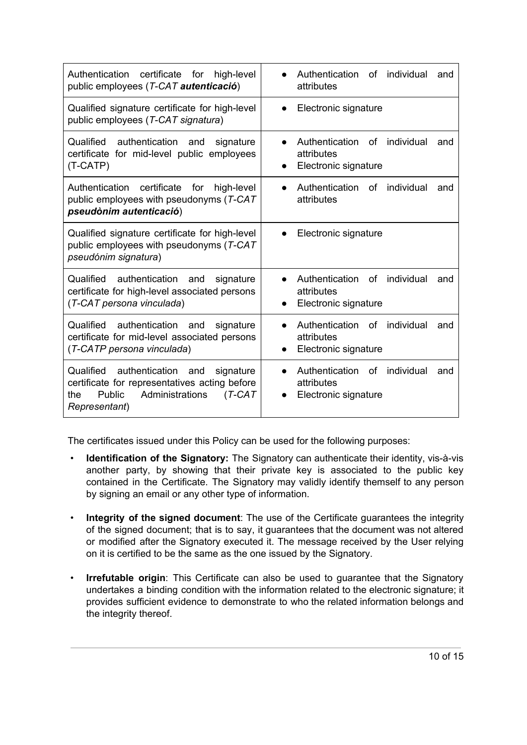| | |
|---|---|
| Authentication certificate for high-level public employees (*T-CAT **autenticació***) | • Authentication of individual and attributes |
| Qualified signature certificate for high-level public employees (*T-CAT signatura*) | • Electronic signature |
| Qualified authentication and signature certificate for mid-level public employees (T-CATP) | • Authentication of individual and attributes<br>• Electronic signature |
| Authentication certificate for high-level public employees with pseudonyms (*T-CAT **pseudònim autenticació***) | • Authentication of individual and attributes |
| Qualified signature certificate for high-level public employees with pseudonyms (*T-CAT pseudónim signatura*) | • Electronic signature |
| Qualified authentication and signature certificate for high-level associated persons (*T-CAT persona vinculada*) | • Authentication of individual and attributes<br>• Electronic signature |
| Qualified authentication and signature certificate for mid-level associated persons (*T-CATP persona vinculada*) | • Authentication of individual and attributes<br>• Electronic signature |
| Qualified authentication and signature certificate for representatives acting before the Public Administrations (*T-CAT Representant*) | • Authentication of individual and attributes<br>• Electronic signature |

The certificates issued under this Policy can be used for the following purposes:

- **Identification of the Signatory:** The Signatory can authenticate their identity, vis-à-vis another party, by showing that their private key is associated to the public key contained in the Certificate. The Signatory may validly identify themself to any person by signing an email or any other type of information.

- **Integrity of the signed document**: The use of the Certificate guarantees the integrity of the signed document; that is to say, it guarantees that the document was not altered or modified after the Signatory executed it. The message received by the User relying on it is certified to be the same as the one issued by the Signatory.

- **Irrefutable origin**: This Certificate can also be used to guarantee that the Signatory undertakes a binding condition with the information related to the electronic signature; it provides sufficient evidence to demonstrate to who the related information belongs and the integrity thereof.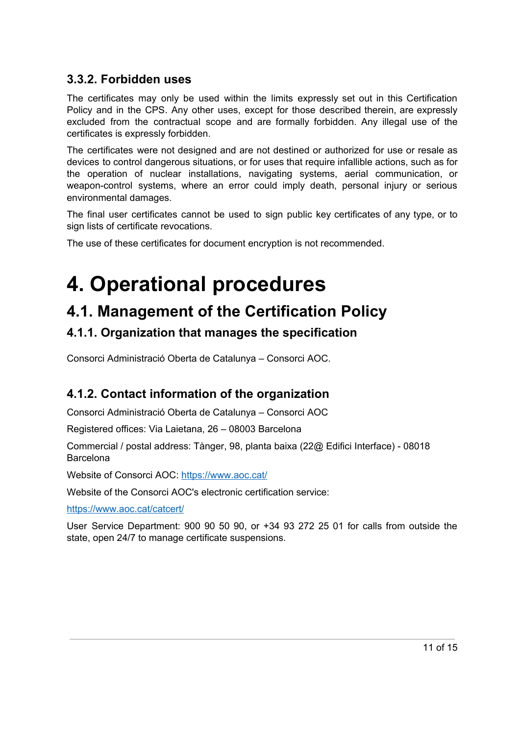### 3.3.2. Forbidden uses

The certificates may only be used within the limits expressly set out in this Certification Policy and in the CPS. Any other uses, except for those described therein, are expressly excluded from the contractual scope and are formally forbidden. Any illegal use of the certificates is expressly forbidden.

The certificates were not designed and are not destined or authorized for use or resale as devices to control dangerous situations, or for uses that require infallible actions, such as for the operation of nuclear installations, navigating systems, aerial communication, or weapon-control systems, where an error could imply death, personal injury or serious environmental damages.

The final user certificates cannot be used to sign public key certificates of any type, or to sign lists of certificate revocations.

The use of these certificates for document encryption is not recommended.

# 4. Operational procedures

## 4.1. Management of the Certification Policy

### 4.1.1. Organization that manages the specification

Consorci Administració Oberta de Catalunya – Consorci AOC.

### 4.1.2. Contact information of the organization

Consorci Administració Oberta de Catalunya – Consorci AOC

Registered offices: Via Laietana, 26 – 08003 Barcelona

Commercial / postal address: Tànger, 98, planta baixa (22@ Edifici Interface) - 08018 Barcelona

Website of Consorci AOC: [https://www.aoc.cat/](https://www.aoc.cat/)

Website of the Consorci AOC's electronic certification service:

[https://www.aoc.cat/catcert/](https://www.aoc.cat/catcert/)

User Service Department: 900 90 50 90, or +34 93 272 25 01 for calls from outside the state, open 24/7 to manage certificate suspensions.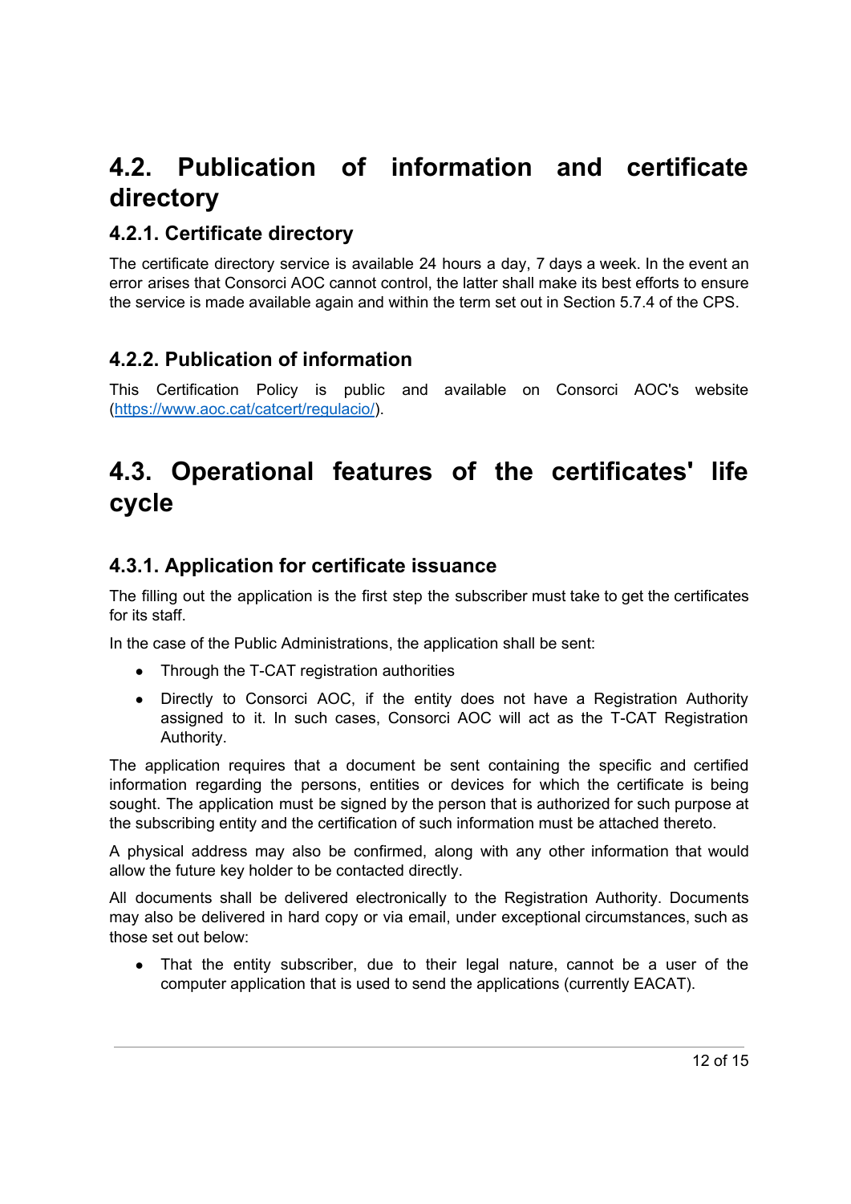# 4.2. Publication of information and certificate directory

## 4.2.1. Certificate directory

The certificate directory service is available 24 hours a day, 7 days a week. In the event an error arises that Consorci AOC cannot control, the latter shall make its best efforts to ensure the service is made available again and within the term set out in Section 5.7.4 of the CPS.

## 4.2.2. Publication of information

This Certification Policy is public and available on Consorci AOC's website (https://www.aoc.cat/catcert/regulacio/).

# 4.3. Operational features of the certificates' life cycle

## 4.3.1. Application for certificate issuance

The filling out the application is the first step the subscriber must take to get the certificates for its staff.

In the case of the Public Administrations, the application shall be sent:

- Through the T-CAT registration authorities
- Directly to Consorci AOC, if the entity does not have a Registration Authority assigned to it. In such cases, Consorci AOC will act as the T-CAT Registration Authority.

The application requires that a document be sent containing the specific and certified information regarding the persons, entities or devices for which the certificate is being sought. The application must be signed by the person that is authorized for such purpose at the subscribing entity and the certification of such information must be attached thereto.

A physical address may also be confirmed, along with any other information that would allow the future key holder to be contacted directly.

All documents shall be delivered electronically to the Registration Authority. Documents may also be delivered in hard copy or via email, under exceptional circumstances, such as those set out below:

- That the entity subscriber, due to their legal nature, cannot be a user of the computer application that is used to send the applications (currently EACAT).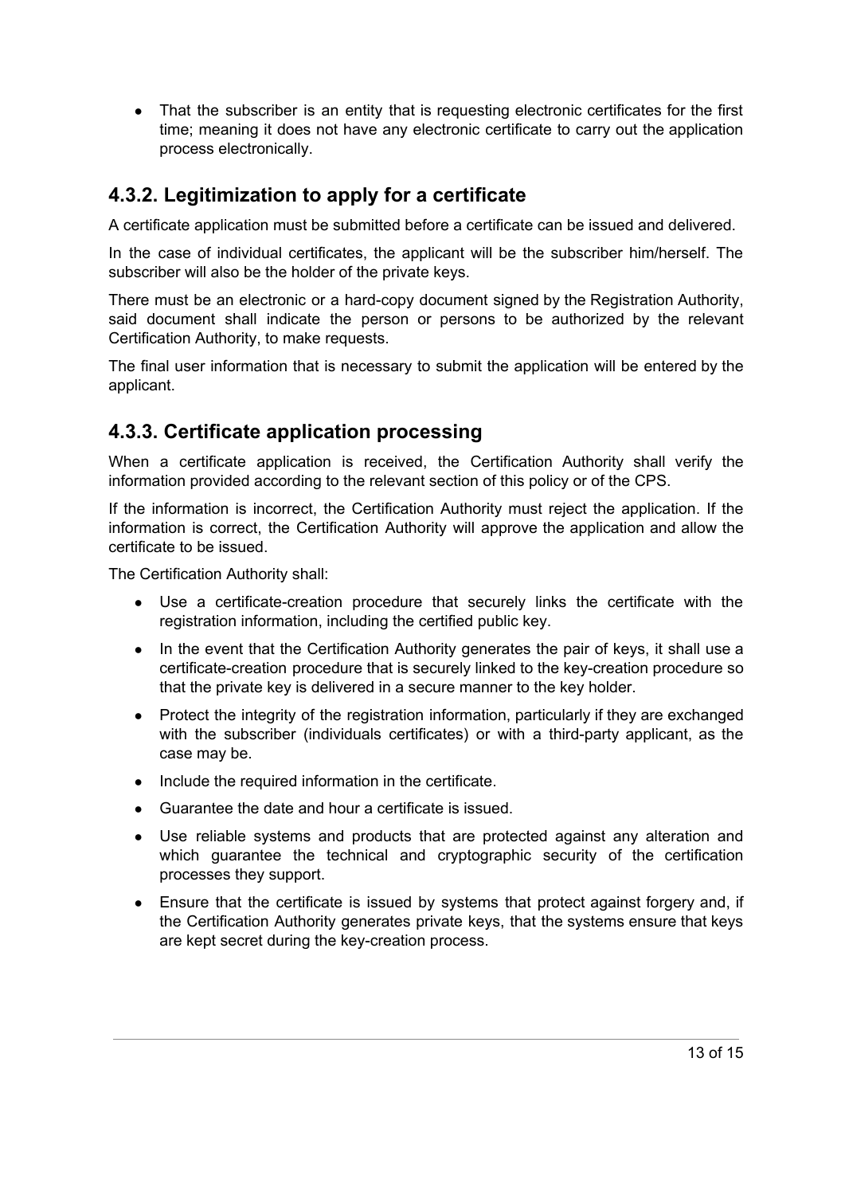- That the subscriber is an entity that is requesting electronic certificates for the first time; meaning it does not have any electronic certificate to carry out the application process electronically.

### 4.3.2. Legitimization to apply for a certificate

A certificate application must be submitted before a certificate can be issued and delivered.

In the case of individual certificates, the applicant will be the subscriber him/herself. The subscriber will also be the holder of the private keys.

There must be an electronic or a hard-copy document signed by the Registration Authority, said document shall indicate the person or persons to be authorized by the relevant Certification Authority, to make requests.

The final user information that is necessary to submit the application will be entered by the applicant.

### 4.3.3. Certificate application processing

When a certificate application is received, the Certification Authority shall verify the information provided according to the relevant section of this policy or of the CPS.

If the information is incorrect, the Certification Authority must reject the application. If the information is correct, the Certification Authority will approve the application and allow the certificate to be issued.

The Certification Authority shall:

- Use a certificate-creation procedure that securely links the certificate with the registration information, including the certified public key.
- In the event that the Certification Authority generates the pair of keys, it shall use a certificate-creation procedure that is securely linked to the key-creation procedure so that the private key is delivered in a secure manner to the key holder.
- Protect the integrity of the registration information, particularly if they are exchanged with the subscriber (individuals certificates) or with a third-party applicant, as the case may be.
- Include the required information in the certificate.
- Guarantee the date and hour a certificate is issued.
- Use reliable systems and products that are protected against any alteration and which guarantee the technical and cryptographic security of the certification processes they support.
- Ensure that the certificate is issued by systems that protect against forgery and, if the Certification Authority generates private keys, that the systems ensure that keys are kept secret during the key-creation process.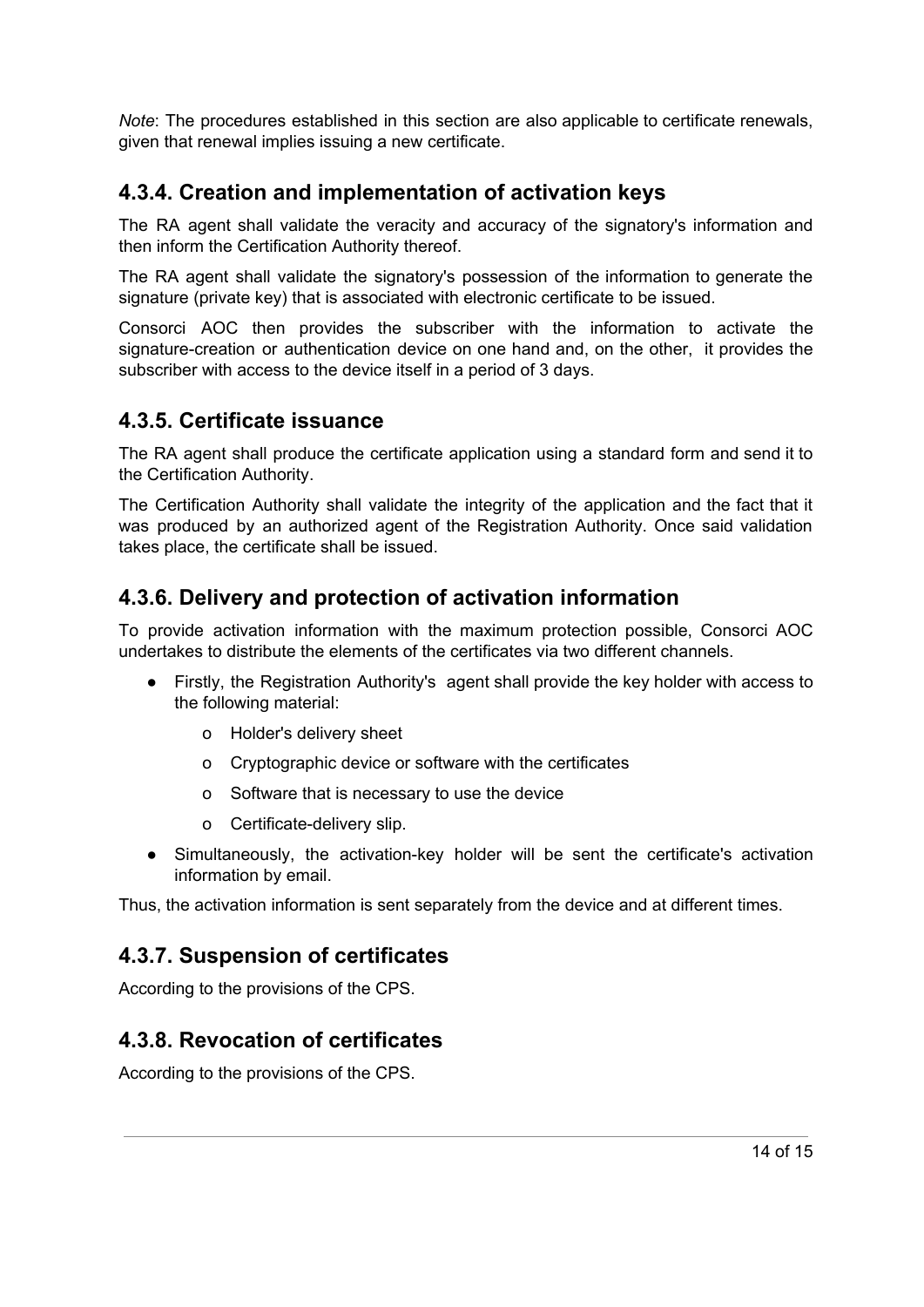*Note*: The procedures established in this section are also applicable to certificate renewals, given that renewal implies issuing a new certificate.

### 4.3.4. Creation and implementation of activation keys

The RA agent shall validate the veracity and accuracy of the signatory's information and then inform the Certification Authority thereof.

The RA agent shall validate the signatory's possession of the information to generate the signature (private key) that is associated with electronic certificate to be issued.

Consorci AOC then provides the subscriber with the information to activate the signature-creation or authentication device on one hand and, on the other, it provides the subscriber with access to the device itself in a period of 3 days.

### 4.3.5. Certificate issuance

The RA agent shall produce the certificate application using a standard form and send it to the Certification Authority.

The Certification Authority shall validate the integrity of the application and the fact that it was produced by an authorized agent of the Registration Authority. Once said validation takes place, the certificate shall be issued.

### 4.3.6. Delivery and protection of activation information

To provide activation information with the maximum protection possible, Consorci AOC undertakes to distribute the elements of the certificates via two different channels.

- Firstly, the Registration Authority's agent shall provide the key holder with access to the following material:
  - Holder's delivery sheet
  - Cryptographic device or software with the certificates
  - Software that is necessary to use the device
  - Certificate-delivery slip.
- Simultaneously, the activation-key holder will be sent the certificate's activation information by email.

Thus, the activation information is sent separately from the device and at different times.

### 4.3.7. Suspension of certificates

According to the provisions of the CPS.

### 4.3.8. Revocation of certificates

According to the provisions of the CPS.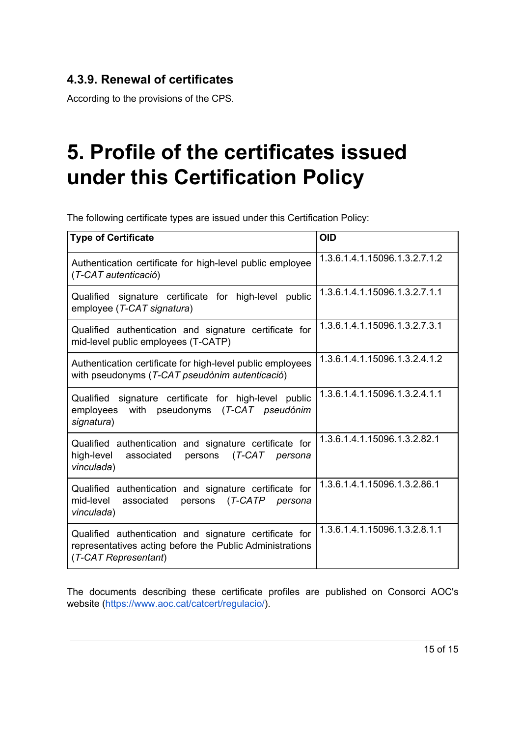### 4.3.9. Renewal of certificates

According to the provisions of the CPS.

# 5. Profile of the certificates issued under this Certification Policy

The following certificate types are issued under this Certification Policy:

| Type of Certificate | OID |
|---|---|
| Authentication certificate for high-level public employee (*T-CAT autenticació*) | 1.3.6.1.4.1.15096.1.3.2.7.1.2 |
| Qualified signature certificate for high-level public employee (*T-CAT signatura*) | 1.3.6.1.4.1.15096.1.3.2.7.1.1 |
| Qualified authentication and signature certificate for mid-level public employees (T-CATP) | 1.3.6.1.4.1.15096.1.3.2.7.3.1 |
| Authentication certificate for high-level public employees with pseudonyms (*T-CAT pseudònim autenticació*) | 1.3.6.1.4.1.15096.1.3.2.4.1.2 |
| Qualified signature certificate for high-level public employees with pseudonyms (*T-CAT pseudónim signatura*) | 1.3.6.1.4.1.15096.1.3.2.4.1.1 |
| Qualified authentication and signature certificate for high-level associated persons (*T-CAT persona vinculada*) | 1.3.6.1.4.1.15096.1.3.2.82.1 |
| Qualified authentication and signature certificate for mid-level associated persons (*T-CATP persona vinculada*) | 1.3.6.1.4.1.15096.1.3.2.86.1 |
| Qualified authentication and signature certificate for representatives acting before the Public Administrations (*T-CAT Representant*) | 1.3.6.1.4.1.15096.1.3.2.8.1.1 |

The documents describing these certificate profiles are published on Consorci AOC's website (https://www.aoc.cat/catcert/regulacio/).